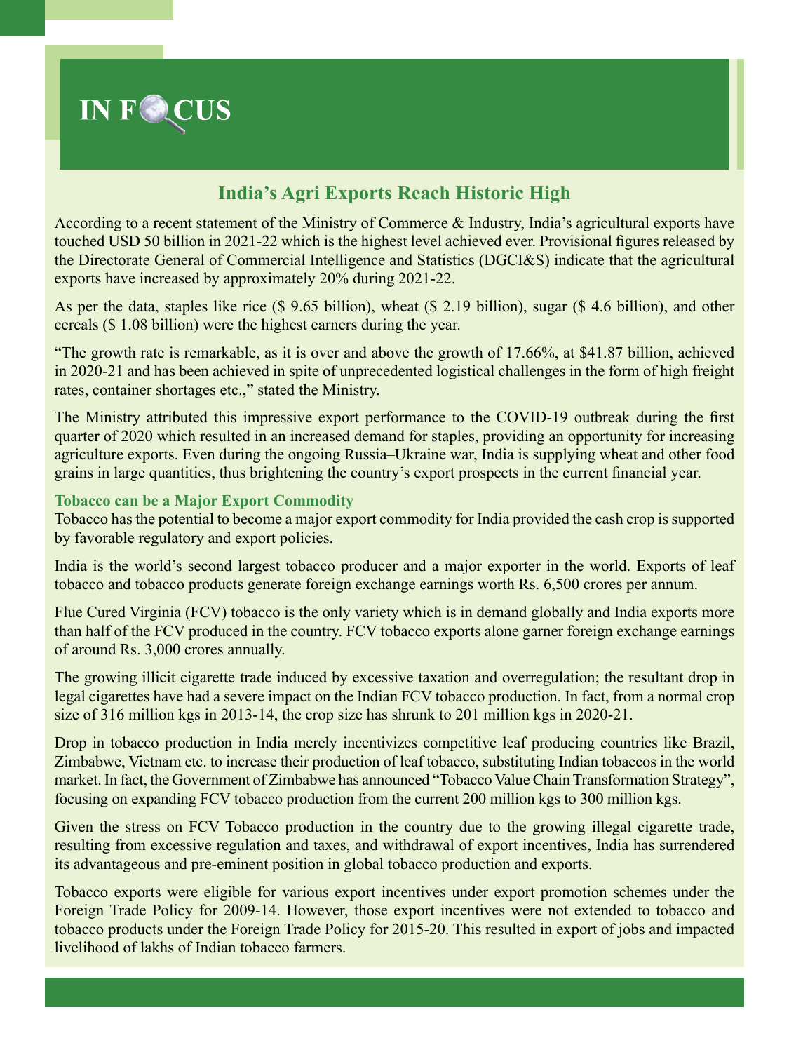# IN FOCUS

## India's Agri Exports Reach Historic High

According to a recent statement of the Ministry of Commerce & Industry, India's agricultural exports have touched USD 50 billion in 2021-22 which is the highest level achieved ever. Provisional figures released by the Directorate General of Commercial Intelligence and Statistics (DGCI&S) indicate that the agricultural exports have increased by approximately 20% during 2021-22.

As per the data, staples like rice ($ 9.65 billion), wheat ($ 2.19 billion), sugar ($ 4.6 billion), and other cereals ($ 1.08 billion) were the highest earners during the year.

"The growth rate is remarkable, as it is over and above the growth of 17.66%, at $41.87 billion, achieved in 2020-21 and has been achieved in spite of unprecedented logistical challenges in the form of high freight rates, container shortages etc.," stated the Ministry.

The Ministry attributed this impressive export performance to the COVID-19 outbreak during the first quarter of 2020 which resulted in an increased demand for staples, providing an opportunity for increasing agriculture exports. Even during the ongoing Russia–Ukraine war, India is supplying wheat and other food grains in large quantities, thus brightening the country's export prospects in the current financial year.

### Tobacco can be a Major Export Commodity

Tobacco has the potential to become a major export commodity for India provided the cash crop is supported by favorable regulatory and export policies.

India is the world's second largest tobacco producer and a major exporter in the world. Exports of leaf tobacco and tobacco products generate foreign exchange earnings worth Rs. 6,500 crores per annum.

Flue Cured Virginia (FCV) tobacco is the only variety which is in demand globally and India exports more than half of the FCV produced in the country. FCV tobacco exports alone garner foreign exchange earnings of around Rs. 3,000 crores annually.

The growing illicit cigarette trade induced by excessive taxation and overregulation; the resultant drop in legal cigarettes have had a severe impact on the Indian FCV tobacco production. In fact, from a normal crop size of 316 million kgs in 2013-14, the crop size has shrunk to 201 million kgs in 2020-21.

Drop in tobacco production in India merely incentivizes competitive leaf producing countries like Brazil, Zimbabwe, Vietnam etc. to increase their production of leaf tobacco, substituting Indian tobaccos in the world market. In fact, the Government of Zimbabwe has announced "Tobacco Value Chain Transformation Strategy", focusing on expanding FCV tobacco production from the current 200 million kgs to 300 million kgs.

Given the stress on FCV Tobacco production in the country due to the growing illegal cigarette trade, resulting from excessive regulation and taxes, and withdrawal of export incentives, India has surrendered its advantageous and pre-eminent position in global tobacco production and exports.

Tobacco exports were eligible for various export incentives under export promotion schemes under the Foreign Trade Policy for 2009-14. However, those export incentives were not extended to tobacco and tobacco products under the Foreign Trade Policy for 2015-20. This resulted in export of jobs and impacted livelihood of lakhs of Indian tobacco farmers.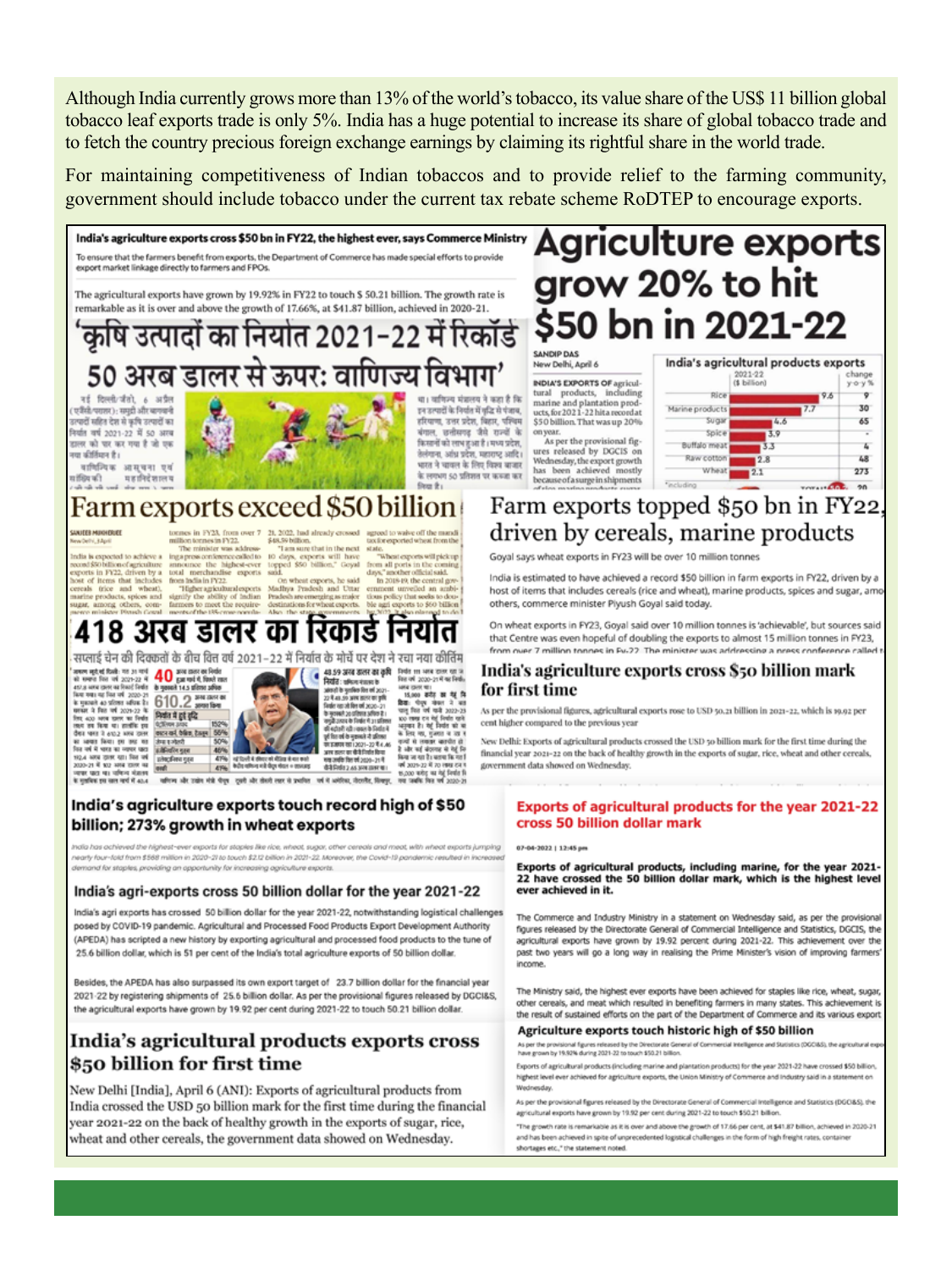Although India currently grows more than 13% of the world's tobacco, its value share of the US$ 11 billion global tobacco leaf exports trade is only 5%. India has a huge potential to increase its share of global tobacco trade and to fetch the country precious foreign exchange earnings by claiming its rightful share in the world trade.

For maintaining competitiveness of Indian tobaccos and to provide relief to the farming community, government should include tobacco under the current tax rebate scheme RoDTEP to encourage exports.

**India's agriculture exports cross $50 bn in FY22, the highest ever, says Commerce Ministry**

To ensure that the farmers benefit from exports, the Department of Commerce has made special efforts to provide export market linkage directly to farmers and FPOs.

The agricultural exports have grown by 19.92% in FY22 to touch $ 50.21 billion. The growth rate is remarkable as it is over and above the growth of 17.66%, at $41.87 billion, achieved in 2020-21.

# Agriculture exports grow 20% to hit $50 bn in 2021-22

SANDIP DAS
New Delhi, April 6

INDIA'S EXPORTS OF agricultural products, including marine and plantation products, for 2021-22 hit a record at $50 billion. That was up 20% on year.

As per the provisional figures released by DGCIS on Wednesday, the export growth has been achieved mostly because of a surge in shipments

India's agricultural products exports

2021-22 ($ billion)

change y-o-y %

Rice 9.6 9
Marine products 7.7 30
Sugar 4.6 65
Spice 3.9 -
Buffalo meat 3.3 4
Raw cotton 2.8 48
Wheat 2.1 273

# 'कृषि उत्पादों का निर्यात 2021-22 में रिकॉर्ड 50 अरब डालर से ऊपर: वाणिज्य विभाग'

# Farm exports exceed $50 billion

# Farm exports topped $50 bn in FY22, driven by cereals, marine products

Goyal says wheat exports in FY23 will be over 10 million tonnes

India is estimated to have achieved a record $50 billion in farm exports in FY22, driven by a host of items that includes cereals (rice and wheat), marine products, spices and sugar, among others, commerce minister Piyush Goyal said today.

On wheat exports in FY23, Goyal said over 10 million tonnes is 'achievable', but sources said that Centre was even hopeful of doubling the exports to almost 15 million tonnes in FY23, from over 7 million tonnes in FY-22.

# 418 अरब डालर का रिकॉर्ड निर्यात

सप्लाई चेन की दिक्कतों के बीच वित्त वर्ष 2021-22 में निर्यात के मोर्चे पर देश ने रचा नया कीर्तिमान

## India's agriculture exports cross $50 billion mark for first time

As per the provisional figures, agricultural exports rose to USD 50.21 billion in 2021-22, which is 19.92 per cent higher compared to the previous year

New Delhi: Exports of agricultural products crossed the USD 50 billion mark for the first time during the financial year 2021-22 on the back of healthy growth in the exports of sugar, rice, wheat and other cereals, government data showed on Wednesday.

## India's agriculture exports touch record high of $50 billion; 273% growth in wheat exports

*India has achieved the highest-ever exports for staples like rice, wheat, sugar, other cereals and meat, with wheat exports jumping nearly four-fold from $568 million in 2020-21 to touch $2.12 billion in 2021-22. Moreover, the Covid-19 pandemic resulted in increased demand for staples, providing an opportunity for increasing agriculture exports.*

## India's agri-exports cross 50 billion dollar for the year 2021-22

India's agri exports has crossed 50 billion dollar for the year 2021-22, notwithstanding logistical challenges posed by COVID-19 pandemic. Agricultural and Processed Food Products Export Development Authority (APEDA) has scripted a new history by exporting agricultural and processed food products to the tune of 25.6 billion dollar, which is 51 per cent of the India's total agriculture exports of 50 billion dollar.

Besides, the APEDA has also surpassed its own export target of 23.7 billion dollar for the financial year 2021-22 by registering shipments of 25.6 billion dollar. As per the provisional figures released by DGCI&S, the agricultural exports have grown by 19.92 per cent during 2021-22 to touch 50.21 billion dollar.

## Exports of agricultural products for the year 2021-22 cross 50 billion dollar mark

07-04-2022 | 12:45 pm

**Exports of agricultural products, including marine, for the year 2021-22 have crossed the 50 billion dollar mark, which is the highest level ever achieved in it.**

The Commerce and Industry Ministry in a statement on Wednesday said, as per the provisional figures released by the Directorate General of Commercial Intelligence and Statistics, DGCIS, the agricultural exports have grown by 19.92 percent during 2021-22. This achievement over the past two years will go a long way in realising the Prime Minister's vision of improving farmers' income.

The Ministry said, the highest ever exports have been achieved for staples like rice, wheat, sugar, other cereals, and meat which resulted in benefiting farmers in many states. This achievement is the result of sustained efforts on the part of the Department of Commerce and its various export

## India's agricultural products exports cross $50 billion for first time

New Delhi [India], April 6 (ANI): Exports of agricultural products from India crossed the USD 50 billion mark for the first time during the financial year 2021-22 on the back of healthy growth in the exports of sugar, rice, wheat and other cereals, the government data showed on Wednesday.

## Agriculture exports touch historic high of $50 billion

As per the provisional figures released by the Directorate General of Commercial Intelligence and Statistics (DGCI&S), the agricultural exports have grown by 19.92% during 2021-22 to touch $50.21 billion.

Exports of agricultural products (including marine and plantation products) for the year 2021-22 have crossed $50 billion, highest level ever achieved for agriculture exports, the Union Ministry of Commerce and Industry said in a statement on Wednesday.

As per the provisional figures released by the Directorate General of Commercial Intelligence and Statistics (DGCI&S), the agricultural exports have grown by 19.92 per cent during 2021-22 to touch $50.21 billion.

"The growth rate is remarkable as it is over and above the growth of 17.66 per cent, at $41.87 billion, achieved in 2020-21 and has been achieved in spite of unprecedented logistical challenges in the form of high freight rates, container shortages etc.," the statement noted.